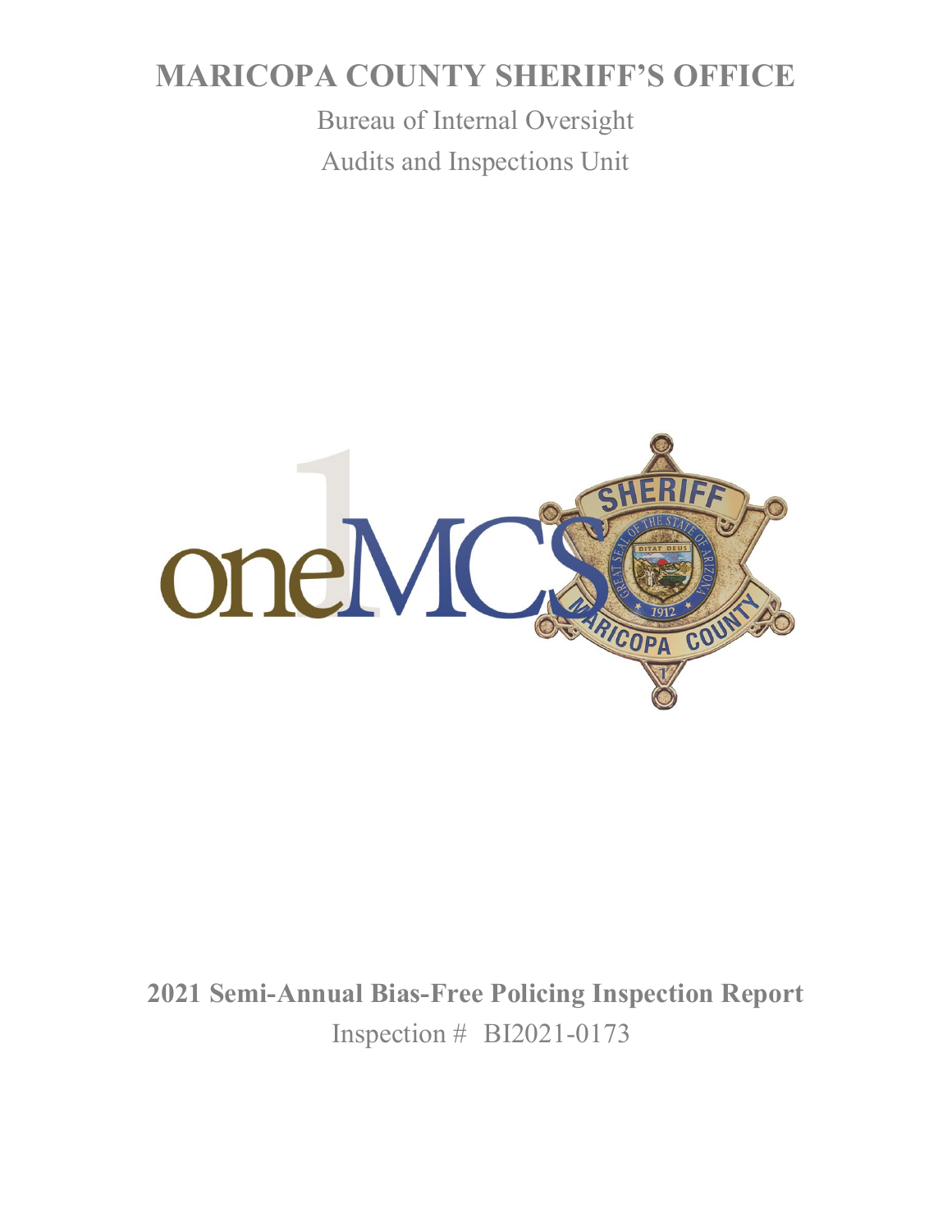# MARICOPA COUNTY SHERIFF'S OFFICE

Bureau of Internal Oversight

Audits and Inspections Unit

**2021 Semi-Annual Bias-Free Policing Inspection Report**

Inspection # BI2021-0173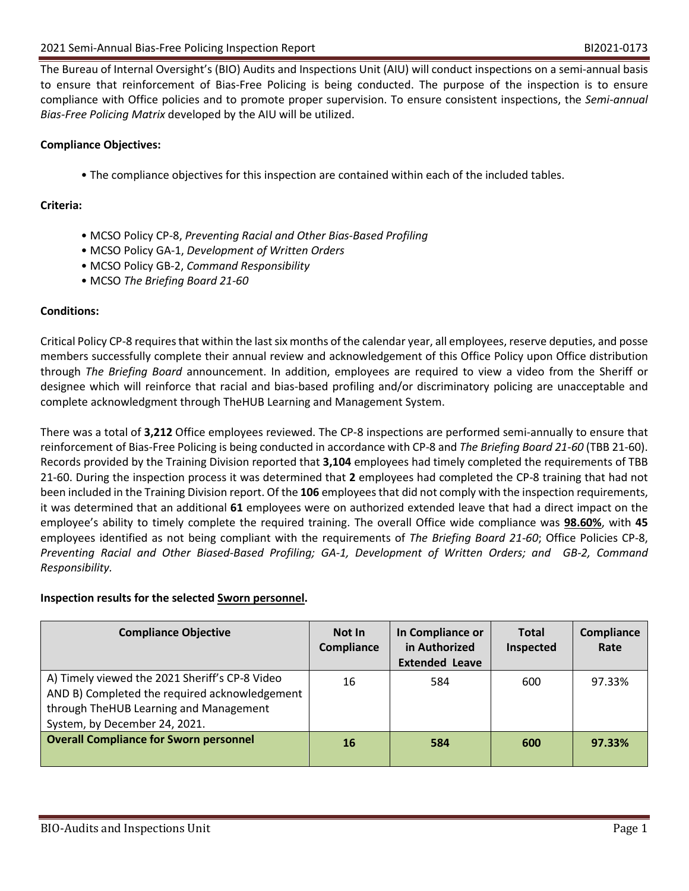The Bureau of Internal Oversight's (BIO) Audits and Inspections Unit (AIU) will conduct inspections on a semi-annual basis to ensure that reinforcement of Bias-Free Policing is being conducted. The purpose of the inspection is to ensure compliance with Office policies and to promote proper supervision. To ensure consistent inspections, the *Semi-annual Bias-Free Policing Matrix* developed by the AIU will be utilized.

**Compliance Objectives:**

- The compliance objectives for this inspection are contained within each of the included tables.

**Criteria:**

- MCSO Policy CP-8, *Preventing Racial and Other Bias-Based Profiling*
- MCSO Policy GA-1, *Development of Written Orders*
- MCSO Policy GB-2, *Command Responsibility*
- MCSO *The Briefing Board 21-60*

**Conditions:**

Critical Policy CP-8 requires that within the last six months of the calendar year, all employees, reserve deputies, and posse members successfully complete their annual review and acknowledgement of this Office Policy upon Office distribution through *The Briefing Board* announcement. In addition, employees are required to view a video from the Sheriff or designee which will reinforce that racial and bias-based profiling and/or discriminatory policing are unacceptable and complete acknowledgment through TheHUB Learning and Management System.

There was a total of **3,212** Office employees reviewed. The CP-8 inspections are performed semi-annually to ensure that reinforcement of Bias-Free Policing is being conducted in accordance with CP-8 and *The Briefing Board 21-60* (TBB 21-60). Records provided by the Training Division reported that **3,104** employees had timely completed the requirements of TBB 21-60. During the inspection process it was determined that **2** employees had completed the CP-8 training that had not been included in the Training Division report. Of the **106** employees that did not comply with the inspection requirements, it was determined that an additional **61** employees were on authorized extended leave that had a direct impact on the employee's ability to timely complete the required training. The overall Office wide compliance was **98.60%**, with **45** employees identified as not being compliant with the requirements of *The Briefing Board 21-60*; Office Policies CP-8, *Preventing Racial and Other Biased-Based Profiling; GA-1, Development of Written Orders; and GB-2, Command Responsibility*.

**Inspection results for the selected Sworn personnel.**

| Compliance Objective | Not In Compliance | In Compliance or in Authorized Extended Leave | Total Inspected | Compliance Rate |
|---|---|---|---|---|
| A) Timely viewed the 2021 Sheriff's CP-8 Video AND B) Completed the required acknowledgement through TheHUB Learning and Management System, by December 24, 2021. | 16 | 584 | 600 | 97.33% |
| **Overall Compliance for Sworn personnel** | **16** | **584** | **600** | **97.33%** |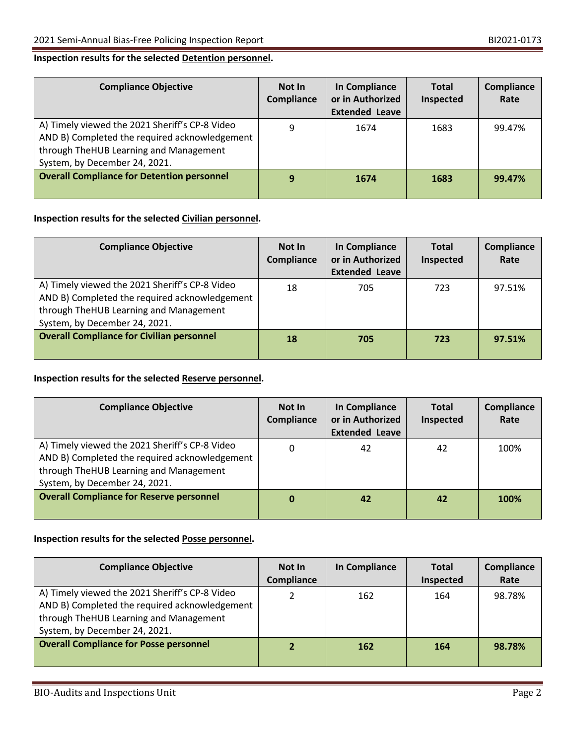**Inspection results for the selected Detention personnel.**

| Compliance Objective | Not In Compliance | In Compliance or in Authorized Extended Leave | Total Inspected | Compliance Rate |
|---|---|---|---|---|
| A) Timely viewed the 2021 Sheriff's CP-8 Video AND B) Completed the required acknowledgement through TheHUB Learning and Management System, by December 24, 2021. | 9 | 1674 | 1683 | 99.47% |
| **Overall Compliance for Detention personnel** | **9** | **1674** | **1683** | **99.47%** |

**Inspection results for the selected Civilian personnel.**

| Compliance Objective | Not In Compliance | In Compliance or in Authorized Extended Leave | Total Inspected | Compliance Rate |
|---|---|---|---|---|
| A) Timely viewed the 2021 Sheriff's CP-8 Video AND B) Completed the required acknowledgement through TheHUB Learning and Management System, by December 24, 2021. | 18 | 705 | 723 | 97.51% |
| **Overall Compliance for Civilian personnel** | **18** | **705** | **723** | **97.51%** |

**Inspection results for the selected Reserve personnel.**

| Compliance Objective | Not In Compliance | In Compliance or in Authorized Extended Leave | Total Inspected | Compliance Rate |
|---|---|---|---|---|
| A) Timely viewed the 2021 Sheriff's CP-8 Video AND B) Completed the required acknowledgement through TheHUB Learning and Management System, by December 24, 2021. | 0 | 42 | 42 | 100% |
| **Overall Compliance for Reserve personnel** | **0** | **42** | **42** | **100%** |

**Inspection results for the selected Posse personnel.**

| Compliance Objective | Not In Compliance | In Compliance | Total Inspected | Compliance Rate |
|---|---|---|---|---|
| A) Timely viewed the 2021 Sheriff's CP-8 Video AND B) Completed the required acknowledgement through TheHUB Learning and Management System, by December 24, 2021. | 2 | 162 | 164 | 98.78% |
| **Overall Compliance for Posse personnel** | **2** | **162** | **164** | **98.78%** |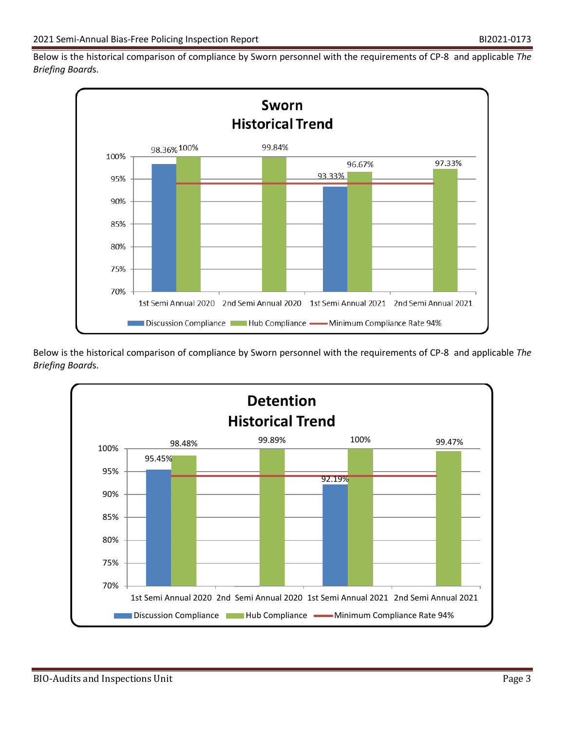Below is the historical comparison of compliance by Sworn personnel with the requirements of CP-8 and applicable *The Briefing Boards*.

**Sworn Historical Trend**

| | Discussion Compliance | Hub Compliance |
|---|---|---|
| 1st Semi Annual 2020 | 98.36% | 100% |
| 2nd Semi Annual 2020 | | 99.84% |
| 1st Semi Annual 2021 | 93.33% | 96.67% |
| 2nd Semi Annual 2021 | | 97.33% |

Minimum Compliance Rate 94%

Below is the historical comparison of compliance by Sworn personnel with the requirements of CP-8 and applicable *The Briefing Boards*.

**Detention Historical Trend**

| | Discussion Compliance | Hub Compliance |
|---|---|---|
| 1st Semi Annual 2020 | 95.45% | 98.48% |
| 2nd Semi Annual 2020 | | 99.89% |
| 1st Semi Annual 2021 | 92.19% | 100% |
| 2nd Semi Annual 2021 | | 99.47% |

Minimum Compliance Rate 94%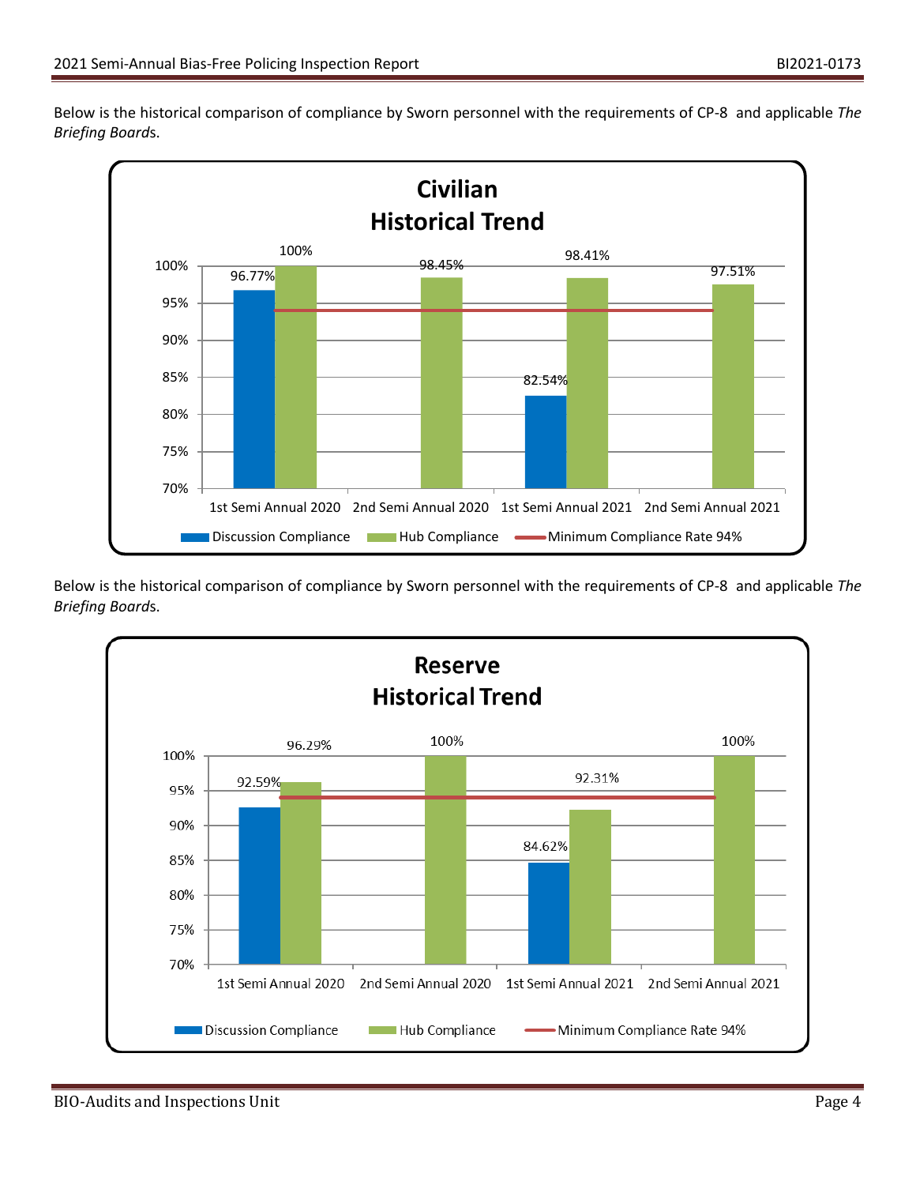Below is the historical comparison of compliance by Sworn personnel with the requirements of CP-8 and applicable *The Briefing Boards*.

**Civilian Historical Trend**

| | Discussion Compliance | Hub Compliance |
|---|---|---|
| 1st Semi Annual 2020 | 96.77% | 100% |
| 2nd Semi Annual 2020 | | 98.45% |
| 1st Semi Annual 2021 | 82.54% | 98.41% |
| 2nd Semi Annual 2021 | | 97.51% |

Minimum Compliance Rate 94%

Below is the historical comparison of compliance by Sworn personnel with the requirements of CP-8 and applicable *The Briefing Boards*.

**Reserve Historical Trend**

| | Discussion Compliance | Hub Compliance |
|---|---|---|
| 1st Semi Annual 2020 | 92.59% | 96.29% |
| 2nd Semi Annual 2020 | | 100% |
| 1st Semi Annual 2021 | 84.62% | 92.31% |
| 2nd Semi Annual 2021 | | 100% |

Minimum Compliance Rate 94%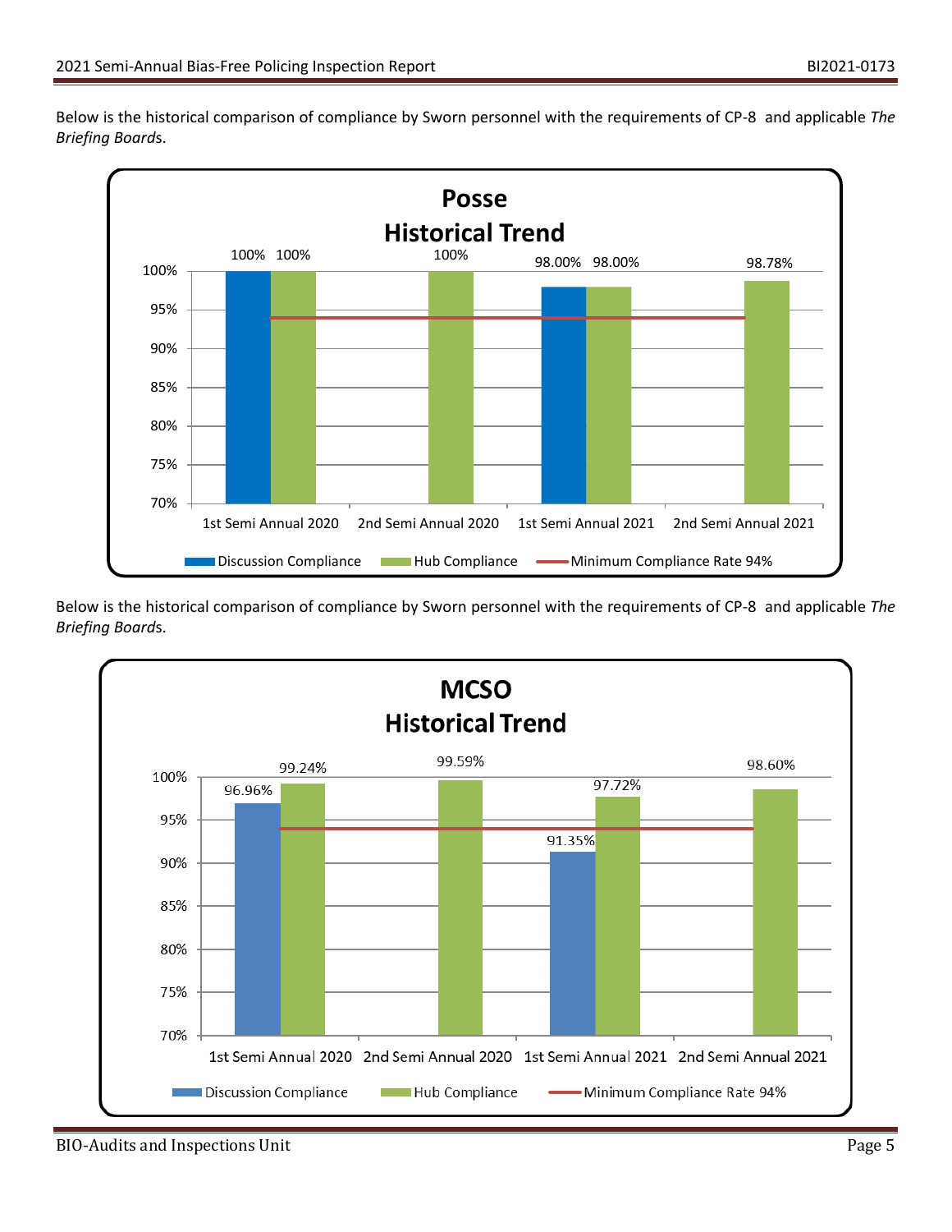Below is the historical comparison of compliance by Sworn personnel with the requirements of CP-8 and applicable *The Briefing Boards*.

**Posse Historical Trend**

| | Discussion Compliance | Hub Compliance | Minimum Compliance Rate 94% |
|---|---|---|---|
| 1st Semi Annual 2020 | 100% | 100% | 94% |
| 2nd Semi Annual 2020 | | 100% | 94% |
| 1st Semi Annual 2021 | 98.00% | 98.00% | 94% |
| 2nd Semi Annual 2021 | | 98.78% | 94% |

Below is the historical comparison of compliance by Sworn personnel with the requirements of CP-8 and applicable *The Briefing Boards*.

**MCSO Historical Trend**

| | Discussion Compliance | Hub Compliance | Minimum Compliance Rate 94% |
|---|---|---|---|
| 1st Semi Annual 2020 | 96.96% | 99.24% | 94% |
| 2nd Semi Annual 2020 | | 99.59% | 94% |
| 1st Semi Annual 2021 | 91.35% | 97.72% | 94% |
| 2nd Semi Annual 2021 | | 98.60% | 94% |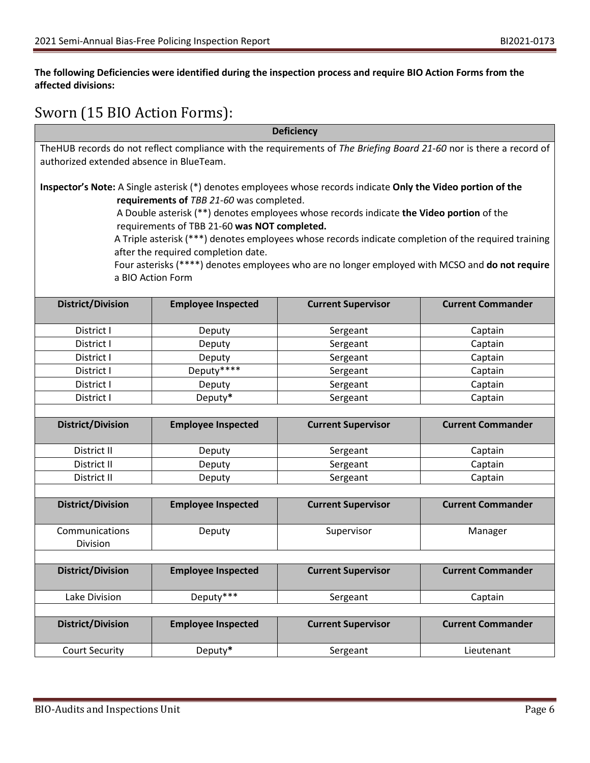**The following Deficiencies were identified during the inspection process and require BIO Action Forms from the affected divisions:**

## Sworn (15 BIO Action Forms):

**Deficiency**

TheHUB records do not reflect compliance with the requirements of *The Briefing Board 21-60* nor is there a record of authorized extended absence in BlueTeam.

**Inspector's Note:** A Single asterisk (*) denotes employees whose records indicate **Only the Video portion of the requirements of** *TBB 21-60* was completed.
A Double asterisk (**) denotes employees whose records indicate **the Video portion** of the requirements of TBB 21-60 **was NOT completed.**
A Triple asterisk (***) denotes employees whose records indicate completion of the required training after the required completion date.
Four asterisks (****) denotes employees who are no longer employed with MCSO and **do not require** a BIO Action Form

| District/Division | Employee Inspected | Current Supervisor | Current Commander |
|---|---|---|---|
| District I | Deputy | Sergeant | Captain |
| District I | Deputy | Sergeant | Captain |
| District I | Deputy | Sergeant | Captain |
| District I | Deputy**** | Sergeant | Captain |
| District I | Deputy | Sergeant | Captain |
| District I | Deputy* | Sergeant | Captain |

| District/Division | Employee Inspected | Current Supervisor | Current Commander |
|---|---|---|---|
| District II | Deputy | Sergeant | Captain |
| District II | Deputy | Sergeant | Captain |
| District II | Deputy | Sergeant | Captain |

| District/Division | Employee Inspected | Current Supervisor | Current Commander |
|---|---|---|---|
| Communications Division | Deputy | Supervisor | Manager |

| District/Division | Employee Inspected | Current Supervisor | Current Commander |
|---|---|---|---|
| Lake Division | Deputy*** | Sergeant | Captain |

| District/Division | Employee Inspected | Current Supervisor | Current Commander |
|---|---|---|---|
| Court Security | Deputy* | Sergeant | Lieutenant |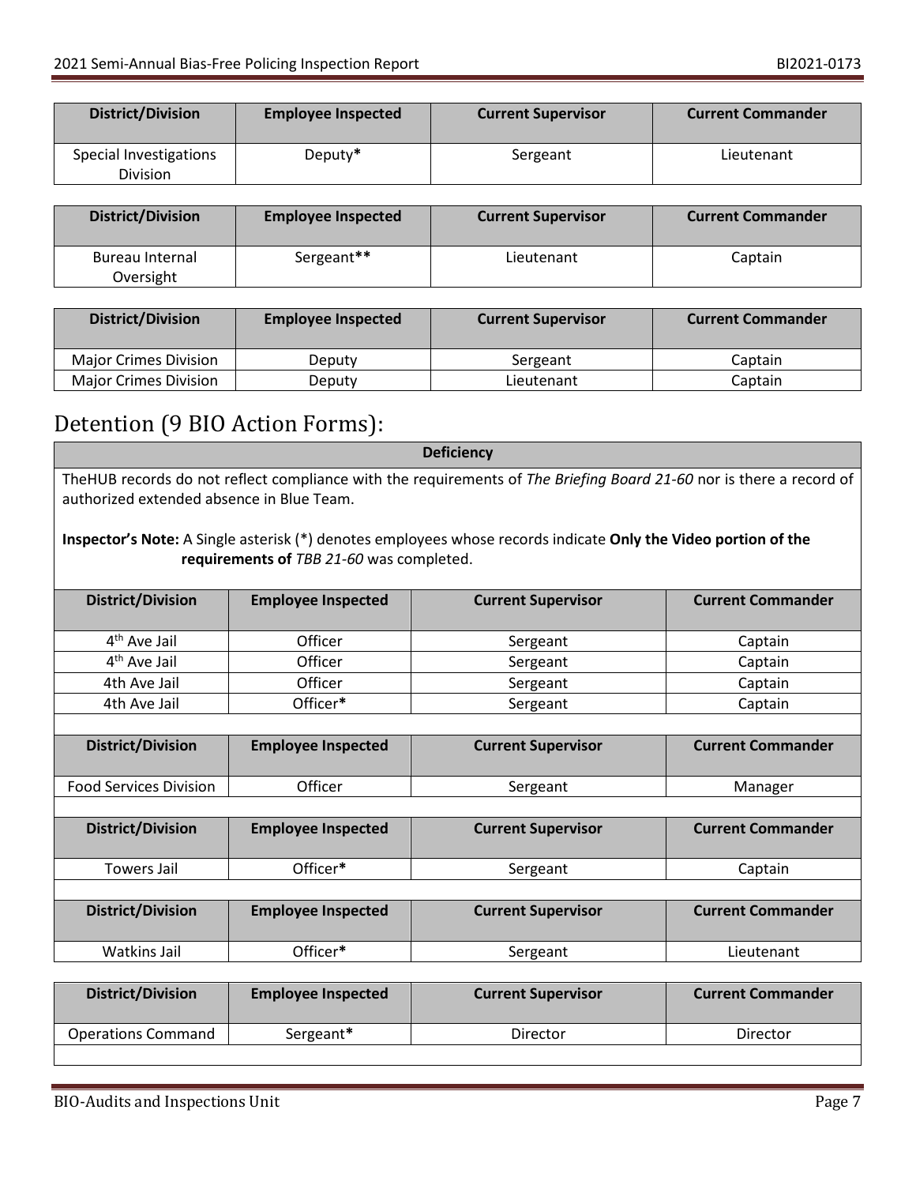| District/Division | Employee Inspected | Current Supervisor | Current Commander |
|---|---|---|---|
| Special Investigations Division | Deputy* | Sergeant | Lieutenant |

| District/Division | Employee Inspected | Current Supervisor | Current Commander |
|---|---|---|---|
| Bureau Internal Oversight | Sergeant** | Lieutenant | Captain |

| District/Division | Employee Inspected | Current Supervisor | Current Commander |
|---|---|---|---|
| Major Crimes Division | Deputy | Sergeant | Captain |
| Major Crimes Division | Deputy | Lieutenant | Captain |

# Detention (9 BIO Action Forms):

**Deficiency**

TheHUB records do not reflect compliance with the requirements of *The Briefing Board 21-60* nor is there a record of authorized extended absence in Blue Team.

**Inspector's Note:** A Single asterisk (*) denotes employees whose records indicate **Only the Video portion of the requirements of** *TBB 21-60* was completed.

| District/Division | Employee Inspected | Current Supervisor | Current Commander |
|---|---|---|---|
| 4th Ave Jail | Officer | Sergeant | Captain |
| 4th Ave Jail | Officer | Sergeant | Captain |
| 4th Ave Jail | Officer | Sergeant | Captain |
| 4th Ave Jail | Officer* | Sergeant | Captain |

| District/Division | Employee Inspected | Current Supervisor | Current Commander |
|---|---|---|---|
| Food Services Division | Officer | Sergeant | Manager |

| District/Division | Employee Inspected | Current Supervisor | Current Commander |
|---|---|---|---|
| Towers Jail | Officer* | Sergeant | Captain |

| District/Division | Employee Inspected | Current Supervisor | Current Commander |
|---|---|---|---|
| Watkins Jail | Officer* | Sergeant | Lieutenant |

| District/Division | Employee Inspected | Current Supervisor | Current Commander |
|---|---|---|---|
| Operations Command | Sergeant* | Director | Director |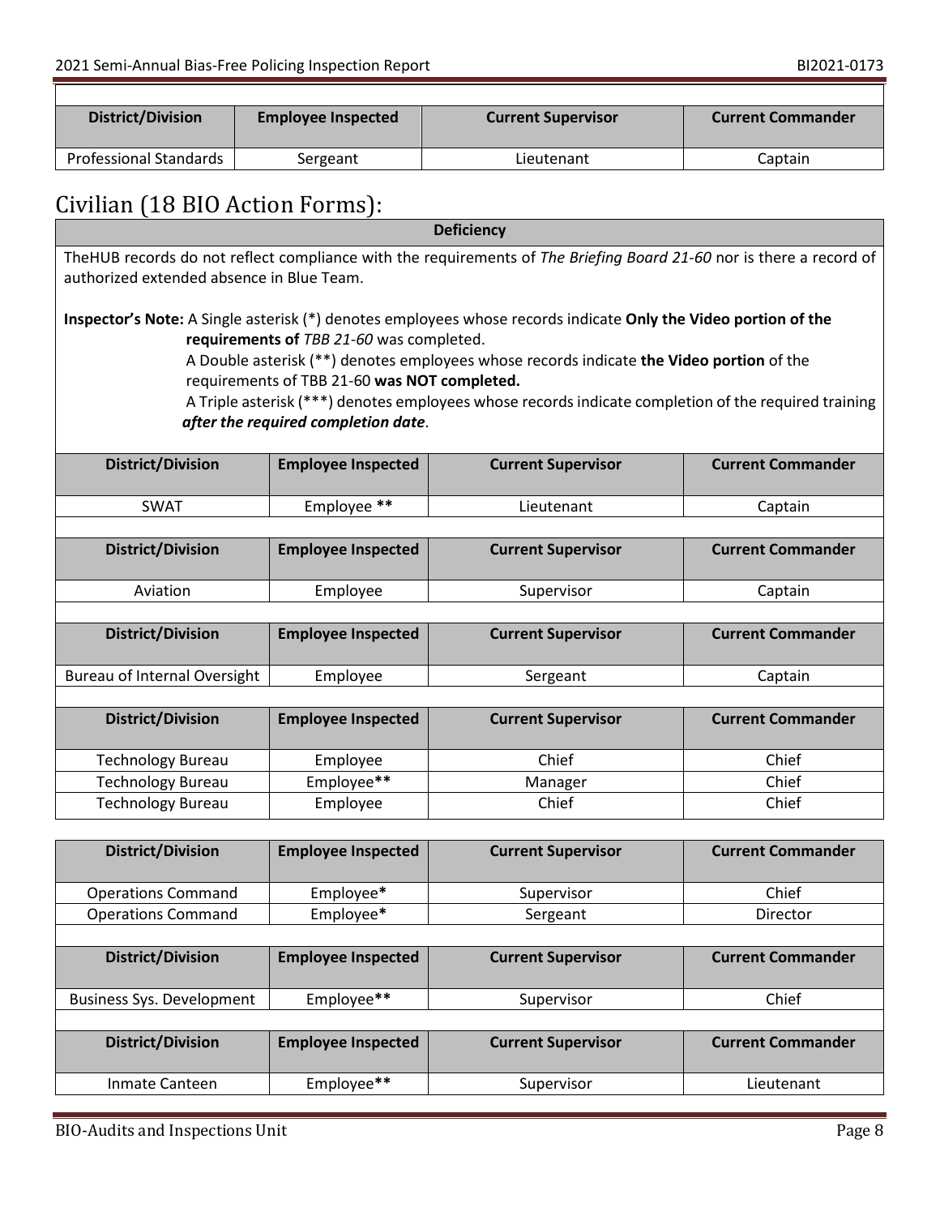| District/Division | Employee Inspected | Current Supervisor | Current Commander |
|---|---|---|---|
| Professional Standards | Sergeant | Lieutenant | Captain |

## Civilian (18 BIO Action Forms):

**Deficiency**

TheHUB records do not reflect compliance with the requirements of *The Briefing Board 21-60* nor is there a record of authorized extended absence in Blue Team.

**Inspector's Note:** A Single asterisk (*) denotes employees whose records indicate **Only the Video portion of the requirements of** *TBB 21-60* was completed.
A Double asterisk (**) denotes employees whose records indicate **the Video portion** of the requirements of TBB 21-60 **was NOT completed.**
A Triple asterisk (***) denotes employees whose records indicate completion of the required training ***after the required completion date***.

| District/Division | Employee Inspected | Current Supervisor | Current Commander |
|---|---|---|---|
| SWAT | Employee ** | Lieutenant | Captain |

| District/Division | Employee Inspected | Current Supervisor | Current Commander |
|---|---|---|---|
| Aviation | Employee | Supervisor | Captain |

| District/Division | Employee Inspected | Current Supervisor | Current Commander |
|---|---|---|---|
| Bureau of Internal Oversight | Employee | Sergeant | Captain |

| District/Division | Employee Inspected | Current Supervisor | Current Commander |
|---|---|---|---|
| Technology Bureau | Employee | Chief | Chief |
| Technology Bureau | Employee** | Manager | Chief |
| Technology Bureau | Employee | Chief | Chief |

| District/Division | Employee Inspected | Current Supervisor | Current Commander |
|---|---|---|---|
| Operations Command | Employee* | Supervisor | Chief |
| Operations Command | Employee* | Sergeant | Director |

| District/Division | Employee Inspected | Current Supervisor | Current Commander |
|---|---|---|---|
| Business Sys. Development | Employee** | Supervisor | Chief |

| District/Division | Employee Inspected | Current Supervisor | Current Commander |
|---|---|---|---|
| Inmate Canteen | Employee** | Supervisor | Lieutenant |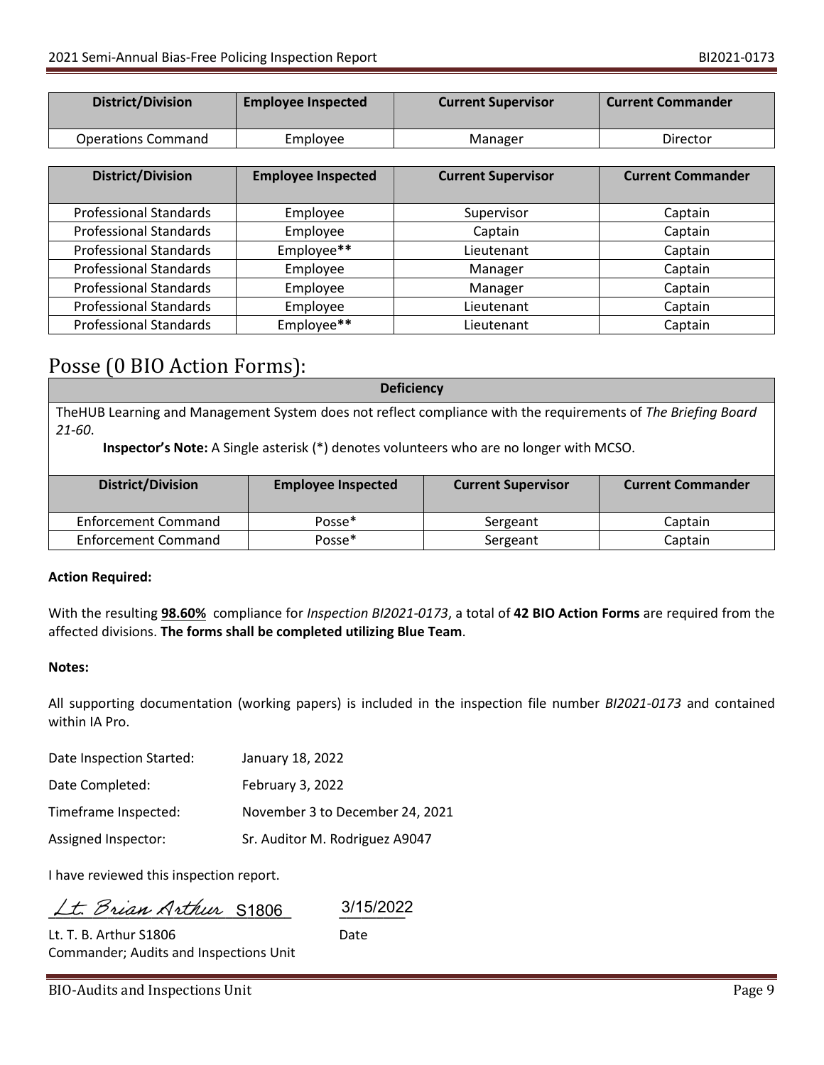| District/Division | Employee Inspected | Current Supervisor | Current Commander |
|---|---|---|---|
| Operations Command | Employee | Manager | Director |

| District/Division | Employee Inspected | Current Supervisor | Current Commander |
|---|---|---|---|
| Professional Standards | Employee | Supervisor | Captain |
| Professional Standards | Employee | Captain | Captain |
| Professional Standards | Employee** | Lieutenant | Captain |
| Professional Standards | Employee | Manager | Captain |
| Professional Standards | Employee | Manager | Captain |
| Professional Standards | Employee | Lieutenant | Captain |
| Professional Standards | Employee** | Lieutenant | Captain |

# Posse (0 BIO Action Forms):

**Deficiency**

TheHUB Learning and Management System does not reflect compliance with the requirements of *The Briefing Board 21-60*.

**Inspector's Note:** A Single asterisk (*) denotes volunteers who are no longer with MCSO.

| District/Division | Employee Inspected | Current Supervisor | Current Commander |
|---|---|---|---|
| Enforcement Command | Posse* | Sergeant | Captain |
| Enforcement Command | Posse* | Sergeant | Captain |

**Action Required:**

With the resulting **98.60%** compliance for *Inspection BI2021-0173*, a total of **42 BIO Action Forms** are required from the affected divisions. **The forms shall be completed utilizing Blue Team**.

**Notes:**

All supporting documentation (working papers) is included in the inspection file number *BI2021-0173* and contained within IA Pro.

Date Inspection Started: January 18, 2022

Date Completed: February 3, 2022

Timeframe Inspected: November 3 to December 24, 2021

Assigned Inspector: Sr. Auditor M. Rodriguez A9047

I have reviewed this inspection report.

Lt. Brian Arthur S1806 3/15/2022

Lt. T. B. Arthur S1806 Date
Commander; Audits and Inspections Unit